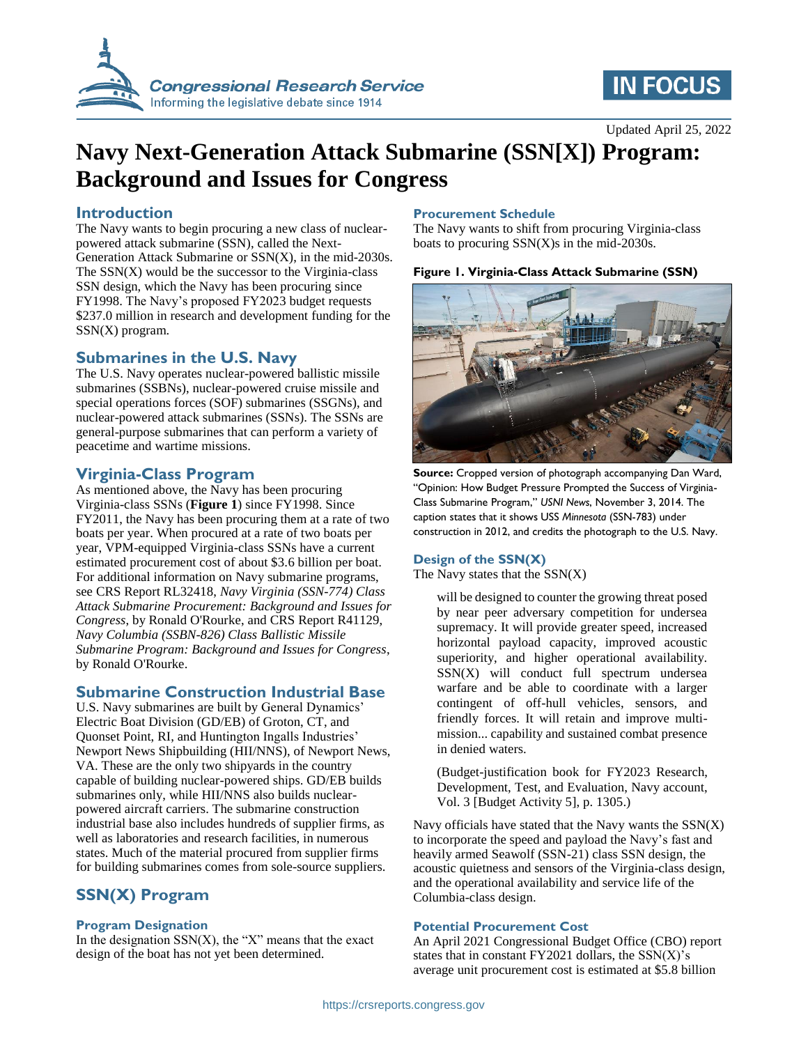Updated April 25, 2022

# Navy Next-Generation Attack Submarine (SSN[X]) Program: Background and Issues for Congress

## Introduction

The Navy wants to begin procuring a new class of nuclear-powered attack submarine (SSN), called the Next-Generation Attack Submarine or SSN(X), in the mid-2030s. The SSN(X) would be the successor to the Virginia-class SSN design, which the Navy has been procuring since FY1998. The Navy's proposed FY2023 budget requests $237.0 million in research and development funding for the SSN(X) program.

## Submarines in the U.S. Navy

The U.S. Navy operates nuclear-powered ballistic missile submarines (SSBNs), nuclear-powered cruise missile and special operations forces (SOF) submarines (SSGNs), and nuclear-powered attack submarines (SSNs). The SSNs are general-purpose submarines that can perform a variety of peacetime and wartime missions.

## Virginia-Class Program

As mentioned above, the Navy has been procuring Virginia-class SSNs (**Figure 1**) since FY1998. Since FY2011, the Navy has been procuring them at a rate of two boats per year. When procured at a rate of two boats per year, VPM-equipped Virginia-class SSNs have a current estimated procurement cost of about $3.6 billion per boat. For additional information on Navy submarine programs, see CRS Report RL32418, *Navy Virginia (SSN-774) Class Attack Submarine Procurement: Background and Issues for Congress*, by Ronald O'Rourke, and CRS Report R41129, *Navy Columbia (SSBN-826) Class Ballistic Missile Submarine Program: Background and Issues for Congress*, by Ronald O'Rourke.

## Submarine Construction Industrial Base

U.S. Navy submarines are built by General Dynamics' Electric Boat Division (GD/EB) of Groton, CT, and Quonset Point, RI, and Huntington Ingalls Industries' Newport News Shipbuilding (HII/NNS), of Newport News, VA. These are the only two shipyards in the country capable of building nuclear-powered ships. GD/EB builds submarines only, while HII/NNS also builds nuclear-powered aircraft carriers. The submarine construction industrial base also includes hundreds of supplier firms, as well as laboratories and research facilities, in numerous states. Much of the material procured from supplier firms for building submarines comes from sole-source suppliers.

## SSN(X) Program

### Program Designation

In the designation SSN(X), the "X" means that the exact design of the boat has not yet been determined.

### Procurement Schedule

The Navy wants to shift from procuring Virginia-class boats to procuring SSN(X)s in the mid-2030s.

**Figure 1. Virginia-Class Attack Submarine (SSN)**

**Source:** Cropped version of photograph accompanying Dan Ward, "Opinion: How Budget Pressure Prompted the Success of Virginia-Class Submarine Program," *USNI News*, November 3, 2014. The caption states that it shows USS *Minnesota* (SSN-783) under construction in 2012, and credits the photograph to the U.S. Navy.

### Design of the SSN(X)

The Navy states that the SSN(X)

> will be designed to counter the growing threat posed by near peer adversary competition for undersea supremacy. It will provide greater speed, increased horizontal payload capacity, improved acoustic superiority, and higher operational availability. SSN(X) will conduct full spectrum undersea warfare and be able to coordinate with a larger contingent of off-hull vehicles, sensors, and friendly forces. It will retain and improve multi-mission... capability and sustained combat presence in denied waters.
>
> (Budget-justification book for FY2023 Research, Development, Test, and Evaluation, Navy account, Vol. 3 [Budget Activity 5], p. 1305.)

Navy officials have stated that the Navy wants the SSN(X) to incorporate the speed and payload the Navy's fast and heavily armed Seawolf (SSN-21) class SSN design, the acoustic quietness and sensors of the Virginia-class design, and the operational availability and service life of the Columbia-class design.

### Potential Procurement Cost

An April 2021 Congressional Budget Office (CBO) report states that in constant FY2021 dollars, the SSN(X)'s average unit procurement cost is estimated at $5.8 billion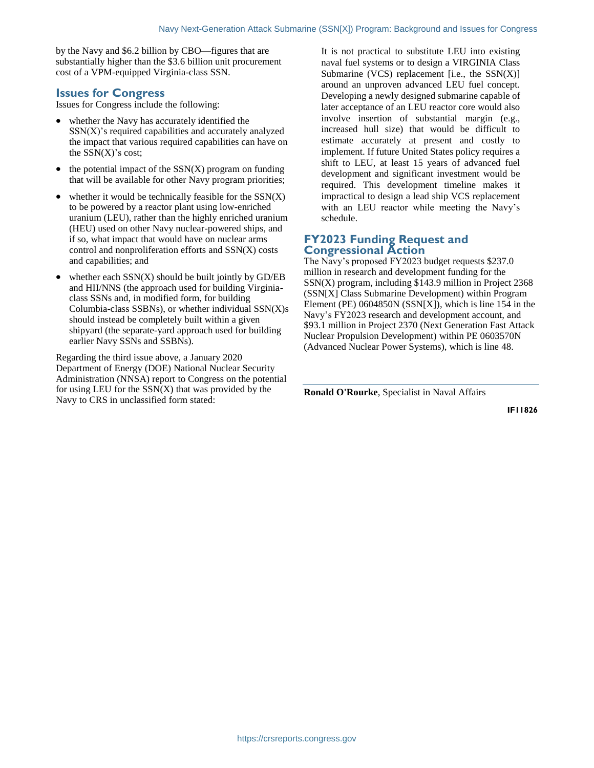by the Navy and $6.2 billion by CBO—figures that are substantially higher than the $3.6 billion unit procurement cost of a VPM-equipped Virginia-class SSN.

## Issues for Congress

Issues for Congress include the following:

- whether the Navy has accurately identified the SSN(X)'s required capabilities and accurately analyzed the impact that various required capabilities can have on the SSN(X)'s cost;
- the potential impact of the SSN(X) program on funding that will be available for other Navy program priorities;
- whether it would be technically feasible for the SSN(X) to be powered by a reactor plant using low-enriched uranium (LEU), rather than the highly enriched uranium (HEU) used on other Navy nuclear-powered ships, and if so, what impact that would have on nuclear arms control and nonproliferation efforts and SSN(X) costs and capabilities; and
- whether each SSN(X) should be built jointly by GD/EB and HII/NNS (the approach used for building Virginia-class SSNs and, in modified form, for building Columbia-class SSBNs), or whether individual SSN(X)s should instead be completely built within a given shipyard (the separate-yard approach used for building earlier Navy SSNs and SSBNs).

Regarding the third issue above, a January 2020 Department of Energy (DOE) National Nuclear Security Administration (NNSA) report to Congress on the potential for using LEU for the SSN(X) that was provided by the Navy to CRS in unclassified form stated:

> It is not practical to substitute LEU into existing naval fuel systems or to design a VIRGINIA Class Submarine (VCS) replacement [i.e., the SSN(X)] around an unproven advanced LEU fuel concept. Developing a newly designed submarine capable of later acceptance of an LEU reactor core would also involve insertion of substantial margin (e.g., increased hull size) that would be difficult to estimate accurately at present and costly to implement. If future United States policy requires a shift to LEU, at least 15 years of advanced fuel development and significant investment would be required. This development timeline makes it impractical to design a lead ship VCS replacement with an LEU reactor while meeting the Navy's schedule.

## FY2023 Funding Request and Congressional Action

The Navy's proposed FY2023 budget requests $237.0 million in research and development funding for the SSN(X) program, including $143.9 million in Project 2368 (SSN[X] Class Submarine Development) within Program Element (PE) 0604850N (SSN[X]), which is line 154 in the Navy's FY2023 research and development account, and $93.1 million in Project 2370 (Next Generation Fast Attack Nuclear Propulsion Development) within PE 0603570N (Advanced Nuclear Power Systems), which is line 48.

---

**Ronald O'Rourke**, Specialist in Naval Affairs

IF11826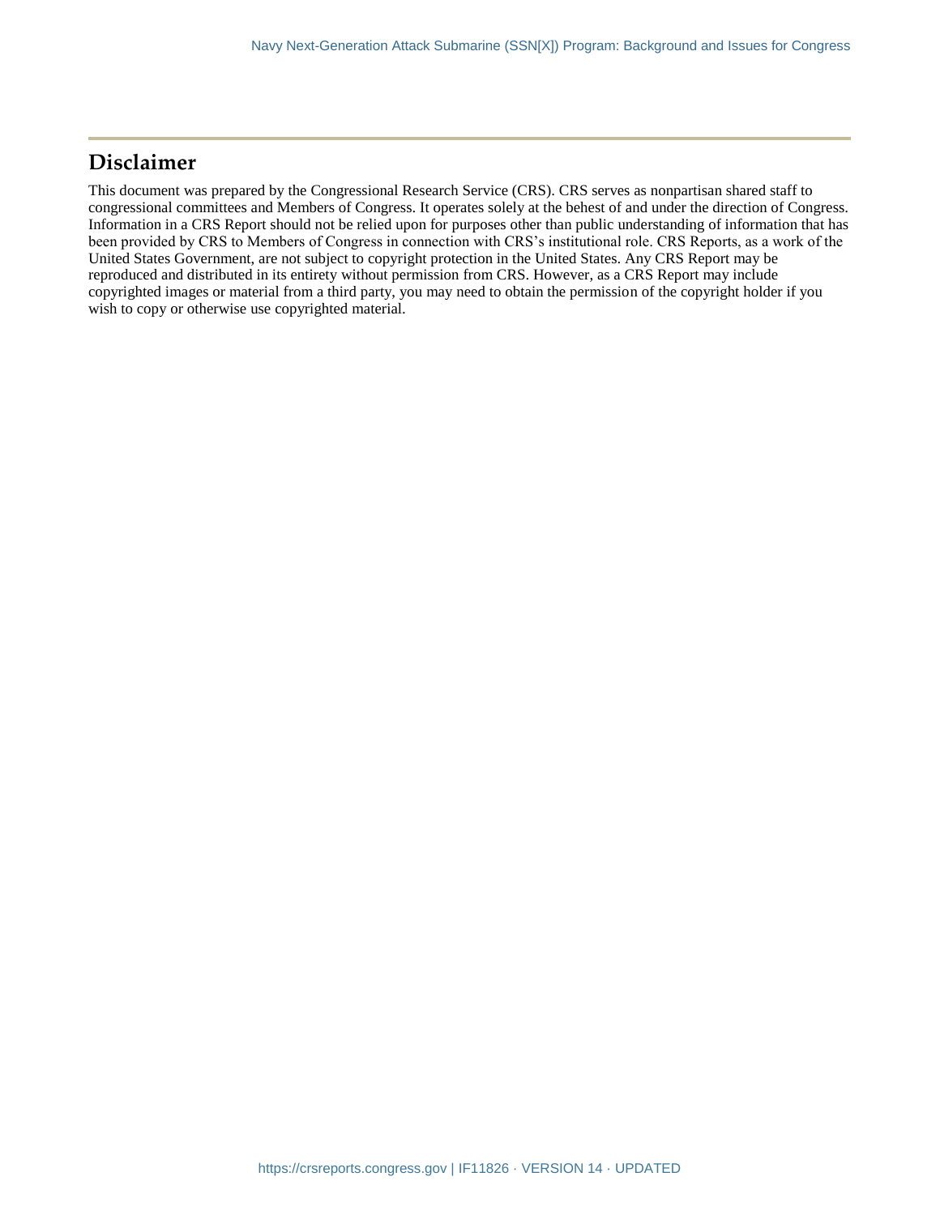## Disclaimer

This document was prepared by the Congressional Research Service (CRS). CRS serves as nonpartisan shared staff to congressional committees and Members of Congress. It operates solely at the behest of and under the direction of Congress. Information in a CRS Report should not be relied upon for purposes other than public understanding of information that has been provided by CRS to Members of Congress in connection with CRS's institutional role. CRS Reports, as a work of the United States Government, are not subject to copyright protection in the United States. Any CRS Report may be reproduced and distributed in its entirety without permission from CRS. However, as a CRS Report may include copyrighted images or material from a third party, you may need to obtain the permission of the copyright holder if you wish to copy or otherwise use copyrighted material.